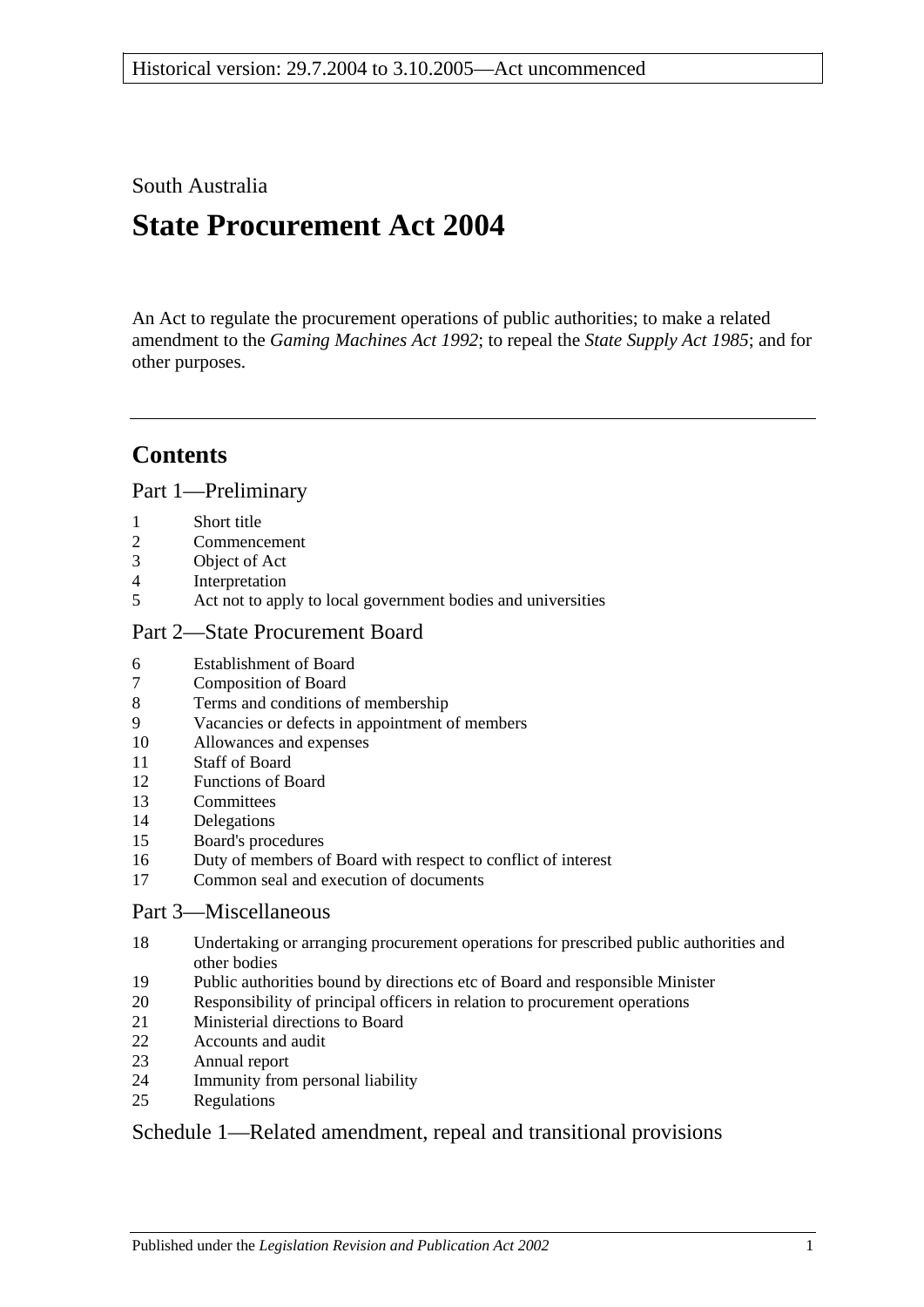Historical version: 29.7.2004 to 3.10.2005—Act uncommenced

South Australia

# State Procurement Act 2004

An Act to regulate the procurement operations of public authorities; to make a related amendment to the *Gaming Machines Act 1992*; to repeal the *State Supply Act 1985*; and for other purposes.

---

## Contents

### Part 1—Preliminary

1 Short title
2 Commencement
3 Object of Act
4 Interpretation
5 Act not to apply to local government bodies and universities

### Part 2—State Procurement Board

6 Establishment of Board
7 Composition of Board
8 Terms and conditions of membership
9 Vacancies or defects in appointment of members
10 Allowances and expenses
11 Staff of Board
12 Functions of Board
13 Committees
14 Delegations
15 Board's procedures
16 Duty of members of Board with respect to conflict of interest
17 Common seal and execution of documents

### Part 3—Miscellaneous

18 Undertaking or arranging procurement operations for prescribed public authorities and other bodies
19 Public authorities bound by directions etc of Board and responsible Minister
20 Responsibility of principal officers in relation to procurement operations
21 Ministerial directions to Board
22 Accounts and audit
23 Annual report
24 Immunity from personal liability
25 Regulations

### Schedule 1—Related amendment, repeal and transitional provisions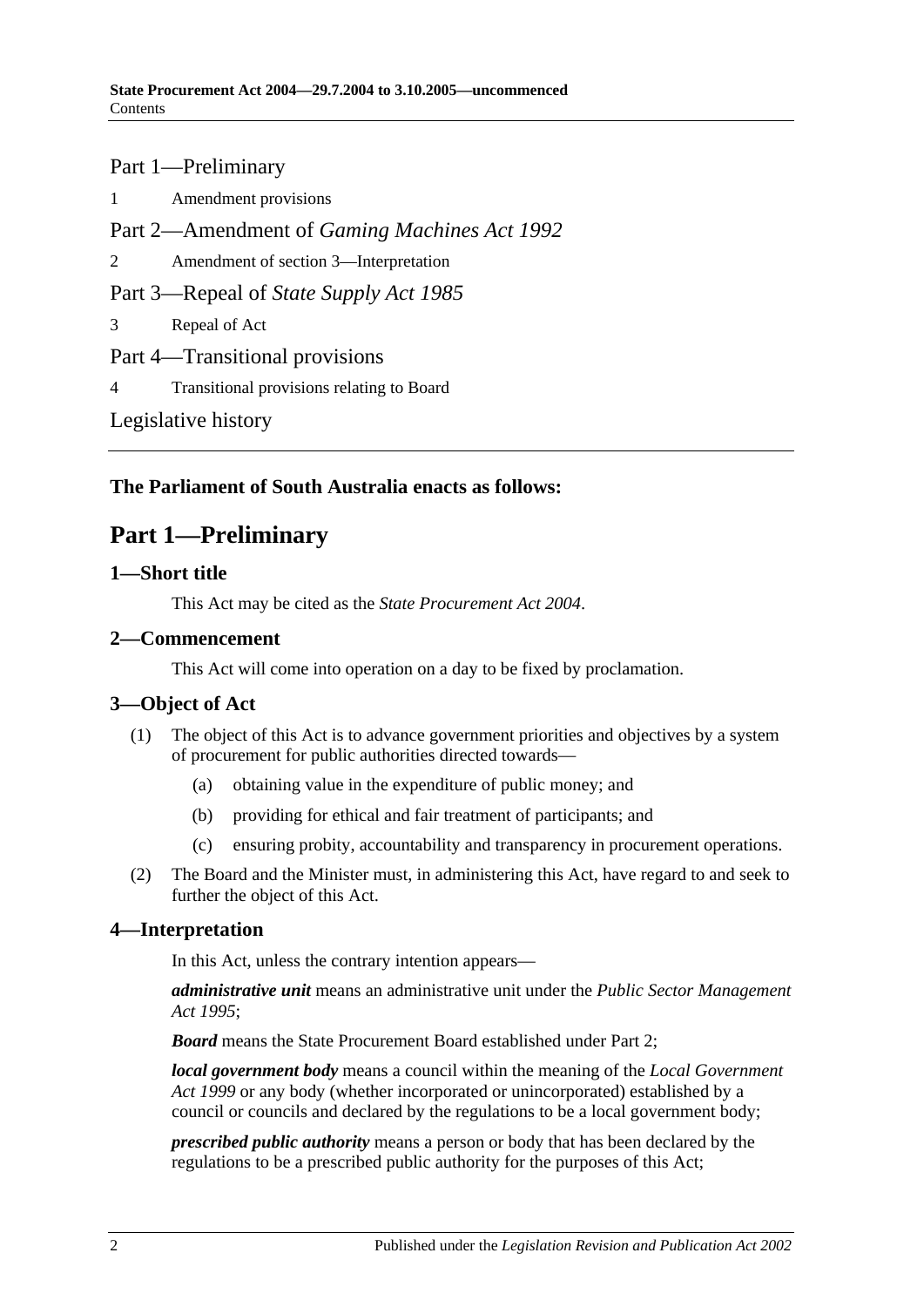Part 1—Preliminary

1 Amendment provisions

Part 2—Amendment of *Gaming Machines Act 1992*

2 Amendment of section 3—Interpretation

Part 3—Repeal of *State Supply Act 1985*

3 Repeal of Act

Part 4—Transitional provisions

4 Transitional provisions relating to Board

Legislative history

---

**The Parliament of South Australia enacts as follows:**

# Part 1—Preliminary

## 1—Short title

This Act may be cited as the *State Procurement Act 2004*.

## 2—Commencement

This Act will come into operation on a day to be fixed by proclamation.

## 3—Object of Act

(1) The object of this Act is to advance government priorities and objectives by a system of procurement for public authorities directed towards—

(a) obtaining value in the expenditure of public money; and

(b) providing for ethical and fair treatment of participants; and

(c) ensuring probity, accountability and transparency in procurement operations.

(2) The Board and the Minister must, in administering this Act, have regard to and seek to further the object of this Act.

## 4—Interpretation

In this Act, unless the contrary intention appears—

***administrative unit*** means an administrative unit under the *Public Sector Management Act 1995*;

***Board*** means the State Procurement Board established under Part 2;

***local government body*** means a council within the meaning of the *Local Government Act 1999* or any body (whether incorporated or unincorporated) established by a council or councils and declared by the regulations to be a local government body;

***prescribed public authority*** means a person or body that has been declared by the regulations to be a prescribed public authority for the purposes of this Act;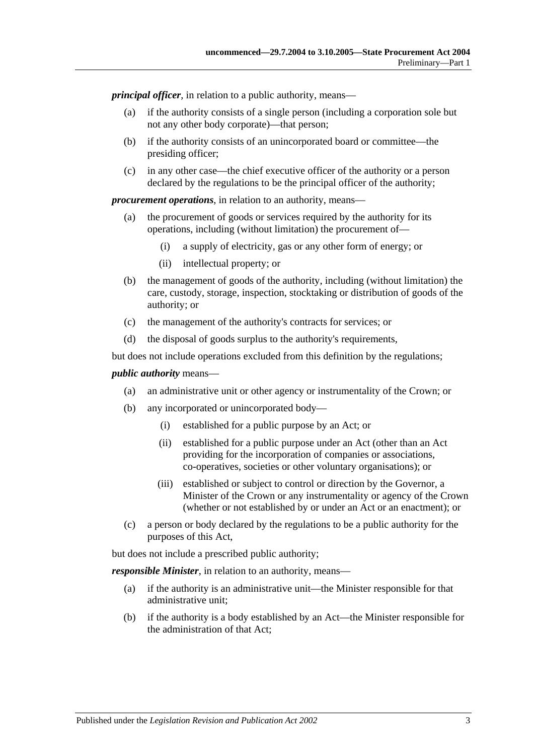***principal officer***, in relation to a public authority, means—

- (a) if the authority consists of a single person (including a corporation sole but not any other body corporate)—that person;
- (b) if the authority consists of an unincorporated board or committee—the presiding officer;
- (c) in any other case—the chief executive officer of the authority or a person declared by the regulations to be the principal officer of the authority;

***procurement operations***, in relation to an authority, means—

- (a) the procurement of goods or services required by the authority for its operations, including (without limitation) the procurement of—
  - (i) a supply of electricity, gas or any other form of energy; or
  - (ii) intellectual property; or
- (b) the management of goods of the authority, including (without limitation) the care, custody, storage, inspection, stocktaking or distribution of goods of the authority; or
- (c) the management of the authority's contracts for services; or
- (d) the disposal of goods surplus to the authority's requirements,

but does not include operations excluded from this definition by the regulations;

***public authority*** means—

- (a) an administrative unit or other agency or instrumentality of the Crown; or
- (b) any incorporated or unincorporated body—
  - (i) established for a public purpose by an Act; or
  - (ii) established for a public purpose under an Act (other than an Act providing for the incorporation of companies or associations, co-operatives, societies or other voluntary organisations); or
  - (iii) established or subject to control or direction by the Governor, a Minister of the Crown or any instrumentality or agency of the Crown (whether or not established by or under an Act or an enactment); or
- (c) a person or body declared by the regulations to be a public authority for the purposes of this Act,

but does not include a prescribed public authority;

***responsible Minister***, in relation to an authority, means—

- (a) if the authority is an administrative unit—the Minister responsible for that administrative unit;
- (b) if the authority is a body established by an Act—the Minister responsible for the administration of that Act;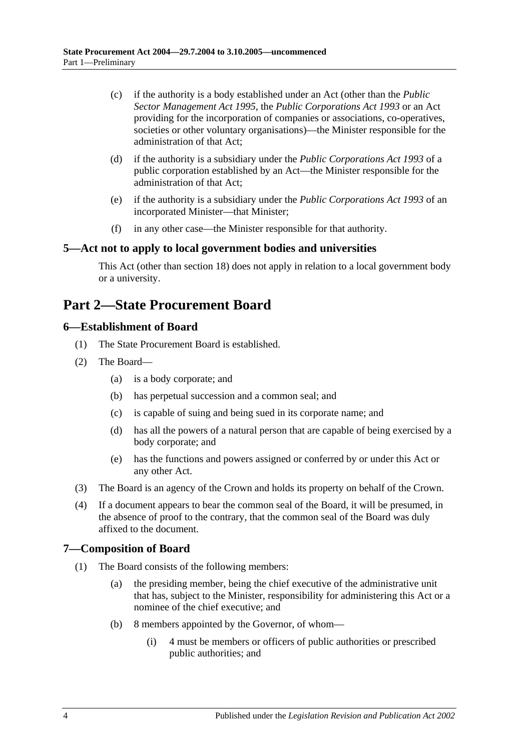(c) if the authority is a body established under an Act (other than the *Public Sector Management Act 1995*, the *Public Corporations Act 1993* or an Act providing for the incorporation of companies or associations, co-operatives, societies or other voluntary organisations)—the Minister responsible for the administration of that Act;

(d) if the authority is a subsidiary under the *Public Corporations Act 1993* of a public corporation established by an Act—the Minister responsible for the administration of that Act;

(e) if the authority is a subsidiary under the *Public Corporations Act 1993* of an incorporated Minister—that Minister;

(f) in any other case—the Minister responsible for that authority.

### 5—Act not to apply to local government bodies and universities

This Act (other than section 18) does not apply in relation to a local government body or a university.

## Part 2—State Procurement Board

### 6—Establishment of Board

(1) The State Procurement Board is established.

(2) The Board—

(a) is a body corporate; and

(b) has perpetual succession and a common seal; and

(c) is capable of suing and being sued in its corporate name; and

(d) has all the powers of a natural person that are capable of being exercised by a body corporate; and

(e) has the functions and powers assigned or conferred by or under this Act or any other Act.

(3) The Board is an agency of the Crown and holds its property on behalf of the Crown.

(4) If a document appears to bear the common seal of the Board, it will be presumed, in the absence of proof to the contrary, that the common seal of the Board was duly affixed to the document.

### 7—Composition of Board

(1) The Board consists of the following members:

(a) the presiding member, being the chief executive of the administrative unit that has, subject to the Minister, responsibility for administering this Act or a nominee of the chief executive; and

(b) 8 members appointed by the Governor, of whom—

(i) 4 must be members or officers of public authorities or prescribed public authorities; and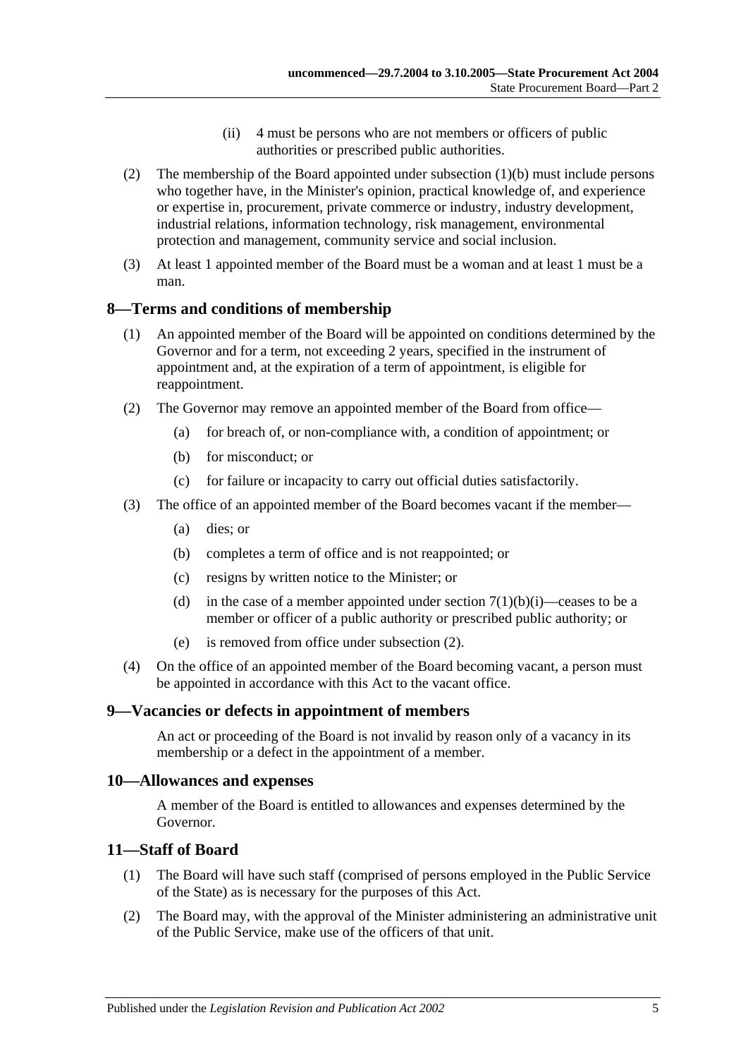(ii) 4 must be persons who are not members or officers of public authorities or prescribed public authorities.

(2) The membership of the Board appointed under subsection (1)(b) must include persons who together have, in the Minister's opinion, practical knowledge of, and experience or expertise in, procurement, private commerce or industry, industry development, industrial relations, information technology, risk management, environmental protection and management, community service and social inclusion.

(3) At least 1 appointed member of the Board must be a woman and at least 1 must be a man.

## 8—Terms and conditions of membership

(1) An appointed member of the Board will be appointed on conditions determined by the Governor and for a term, not exceeding 2 years, specified in the instrument of appointment and, at the expiration of a term of appointment, is eligible for reappointment.

(2) The Governor may remove an appointed member of the Board from office—

(a) for breach of, or non-compliance with, a condition of appointment; or

(b) for misconduct; or

(c) for failure or incapacity to carry out official duties satisfactorily.

(3) The office of an appointed member of the Board becomes vacant if the member—

(a) dies; or

(b) completes a term of office and is not reappointed; or

(c) resigns by written notice to the Minister; or

(d) in the case of a member appointed under section 7(1)(b)(i)—ceases to be a member or officer of a public authority or prescribed public authority; or

(e) is removed from office under subsection (2).

(4) On the office of an appointed member of the Board becoming vacant, a person must be appointed in accordance with this Act to the vacant office.

## 9—Vacancies or defects in appointment of members

An act or proceeding of the Board is not invalid by reason only of a vacancy in its membership or a defect in the appointment of a member.

## 10—Allowances and expenses

A member of the Board is entitled to allowances and expenses determined by the Governor.

## 11—Staff of Board

(1) The Board will have such staff (comprised of persons employed in the Public Service of the State) as is necessary for the purposes of this Act.

(2) The Board may, with the approval of the Minister administering an administrative unit of the Public Service, make use of the officers of that unit.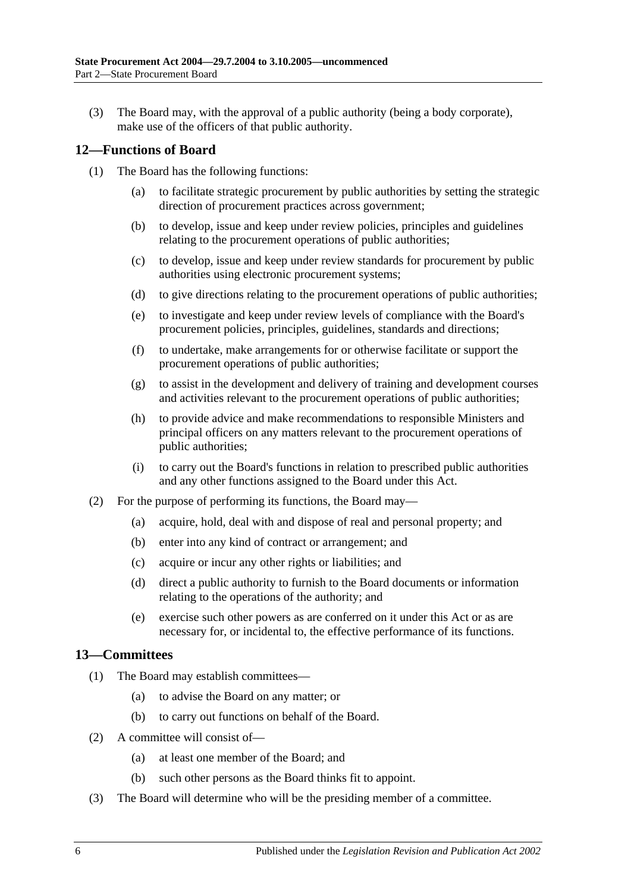(3) The Board may, with the approval of a public authority (being a body corporate), make use of the officers of that public authority.

## 12—Functions of Board

(1) The Board has the following functions:

(a) to facilitate strategic procurement by public authorities by setting the strategic direction of procurement practices across government;

(b) to develop, issue and keep under review policies, principles and guidelines relating to the procurement operations of public authorities;

(c) to develop, issue and keep under review standards for procurement by public authorities using electronic procurement systems;

(d) to give directions relating to the procurement operations of public authorities;

(e) to investigate and keep under review levels of compliance with the Board's procurement policies, principles, guidelines, standards and directions;

(f) to undertake, make arrangements for or otherwise facilitate or support the procurement operations of public authorities;

(g) to assist in the development and delivery of training and development courses and activities relevant to the procurement operations of public authorities;

(h) to provide advice and make recommendations to responsible Ministers and principal officers on any matters relevant to the procurement operations of public authorities;

(i) to carry out the Board's functions in relation to prescribed public authorities and any other functions assigned to the Board under this Act.

(2) For the purpose of performing its functions, the Board may—

(a) acquire, hold, deal with and dispose of real and personal property; and

(b) enter into any kind of contract or arrangement; and

(c) acquire or incur any other rights or liabilities; and

(d) direct a public authority to furnish to the Board documents or information relating to the operations of the authority; and

(e) exercise such other powers as are conferred on it under this Act or as are necessary for, or incidental to, the effective performance of its functions.

## 13—Committees

(1) The Board may establish committees—

(a) to advise the Board on any matter; or

(b) to carry out functions on behalf of the Board.

(2) A committee will consist of—

(a) at least one member of the Board; and

(b) such other persons as the Board thinks fit to appoint.

(3) The Board will determine who will be the presiding member of a committee.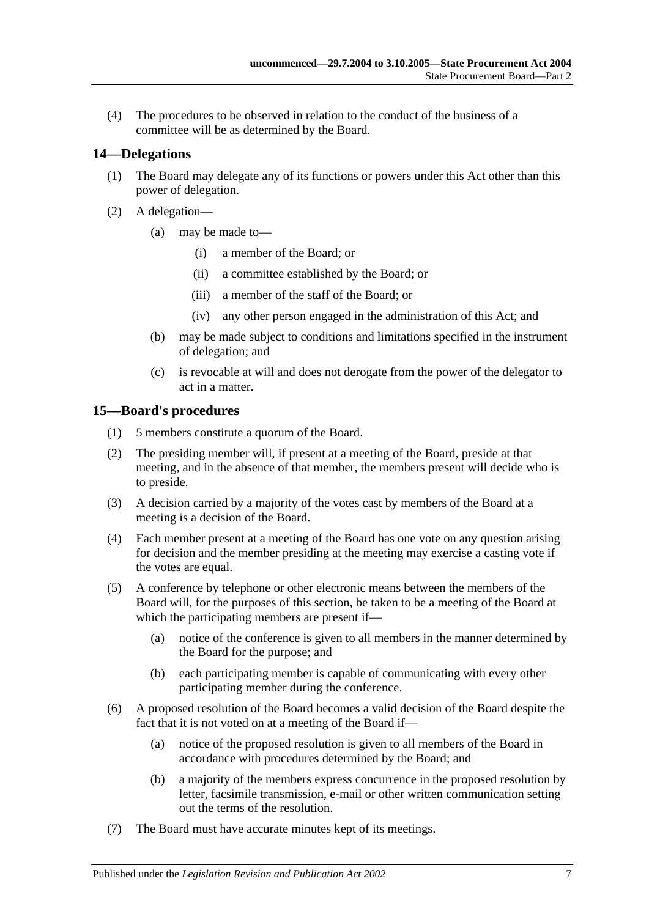(4) The procedures to be observed in relation to the conduct of the business of a committee will be as determined by the Board.

## 14—Delegations

(1) The Board may delegate any of its functions or powers under this Act other than this power of delegation.

(2) A delegation—

(a) may be made to—

(i) a member of the Board; or

(ii) a committee established by the Board; or

(iii) a member of the staff of the Board; or

(iv) any other person engaged in the administration of this Act; and

(b) may be made subject to conditions and limitations specified in the instrument of delegation; and

(c) is revocable at will and does not derogate from the power of the delegator to act in a matter.

## 15—Board's procedures

(1) 5 members constitute a quorum of the Board.

(2) The presiding member will, if present at a meeting of the Board, preside at that meeting, and in the absence of that member, the members present will decide who is to preside.

(3) A decision carried by a majority of the votes cast by members of the Board at a meeting is a decision of the Board.

(4) Each member present at a meeting of the Board has one vote on any question arising for decision and the member presiding at the meeting may exercise a casting vote if the votes are equal.

(5) A conference by telephone or other electronic means between the members of the Board will, for the purposes of this section, be taken to be a meeting of the Board at which the participating members are present if—

(a) notice of the conference is given to all members in the manner determined by the Board for the purpose; and

(b) each participating member is capable of communicating with every other participating member during the conference.

(6) A proposed resolution of the Board becomes a valid decision of the Board despite the fact that it is not voted on at a meeting of the Board if—

(a) notice of the proposed resolution is given to all members of the Board in accordance with procedures determined by the Board; and

(b) a majority of the members express concurrence in the proposed resolution by letter, facsimile transmission, e-mail or other written communication setting out the terms of the resolution.

(7) The Board must have accurate minutes kept of its meetings.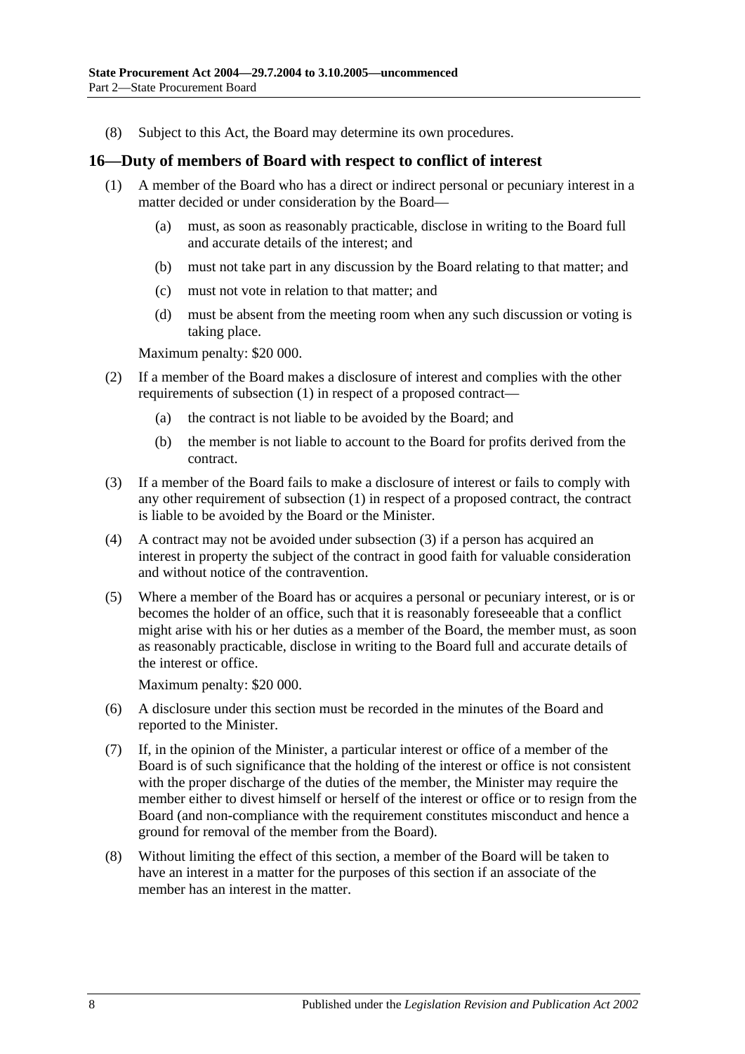(8) Subject to this Act, the Board may determine its own procedures.

## 16—Duty of members of Board with respect to conflict of interest

(1) A member of the Board who has a direct or indirect personal or pecuniary interest in a matter decided or under consideration by the Board—

(a) must, as soon as reasonably practicable, disclose in writing to the Board full and accurate details of the interest; and

(b) must not take part in any discussion by the Board relating to that matter; and

(c) must not vote in relation to that matter; and

(d) must be absent from the meeting room when any such discussion or voting is taking place.

Maximum penalty: $20 000.

(2) If a member of the Board makes a disclosure of interest and complies with the other requirements of subsection (1) in respect of a proposed contract—

(a) the contract is not liable to be avoided by the Board; and

(b) the member is not liable to account to the Board for profits derived from the contract.

(3) If a member of the Board fails to make a disclosure of interest or fails to comply with any other requirement of subsection (1) in respect of a proposed contract, the contract is liable to be avoided by the Board or the Minister.

(4) A contract may not be avoided under subsection (3) if a person has acquired an interest in property the subject of the contract in good faith for valuable consideration and without notice of the contravention.

(5) Where a member of the Board has or acquires a personal or pecuniary interest, or is or becomes the holder of an office, such that it is reasonably foreseeable that a conflict might arise with his or her duties as a member of the Board, the member must, as soon as reasonably practicable, disclose in writing to the Board full and accurate details of the interest or office.

Maximum penalty: $20 000.

(6) A disclosure under this section must be recorded in the minutes of the Board and reported to the Minister.

(7) If, in the opinion of the Minister, a particular interest or office of a member of the Board is of such significance that the holding of the interest or office is not consistent with the proper discharge of the duties of the member, the Minister may require the member either to divest himself or herself of the interest or office or to resign from the Board (and non-compliance with the requirement constitutes misconduct and hence a ground for removal of the member from the Board).

(8) Without limiting the effect of this section, a member of the Board will be taken to have an interest in a matter for the purposes of this section if an associate of the member has an interest in the matter.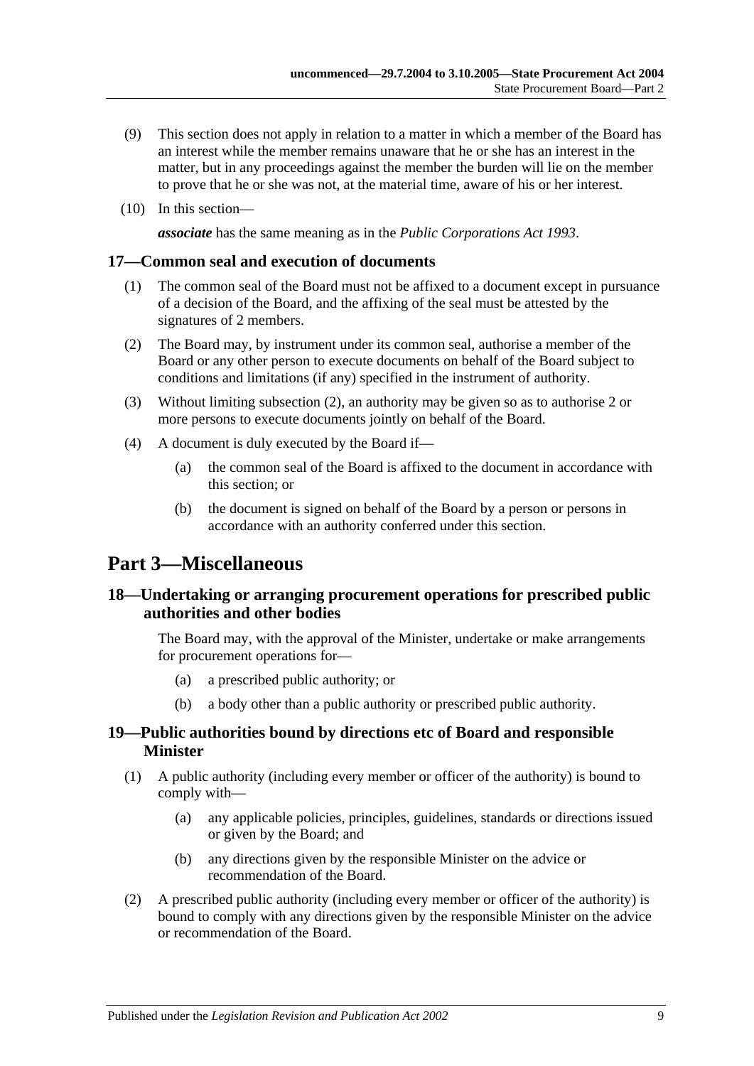(9) This section does not apply in relation to a matter in which a member of the Board has an interest while the member remains unaware that he or she has an interest in the matter, but in any proceedings against the member the burden will lie on the member to prove that he or she was not, at the material time, aware of his or her interest.

(10) In this section—

***associate*** has the same meaning as in the *Public Corporations Act 1993*.

### 17—Common seal and execution of documents

(1) The common seal of the Board must not be affixed to a document except in pursuance of a decision of the Board, and the affixing of the seal must be attested by the signatures of 2 members.

(2) The Board may, by instrument under its common seal, authorise a member of the Board or any other person to execute documents on behalf of the Board subject to conditions and limitations (if any) specified in the instrument of authority.

(3) Without limiting subsection (2), an authority may be given so as to authorise 2 or more persons to execute documents jointly on behalf of the Board.

(4) A document is duly executed by the Board if—

- (a) the common seal of the Board is affixed to the document in accordance with this section; or
- (b) the document is signed on behalf of the Board by a person or persons in accordance with an authority conferred under this section.

## Part 3—Miscellaneous

### 18—Undertaking or arranging procurement operations for prescribed public authorities and other bodies

The Board may, with the approval of the Minister, undertake or make arrangements for procurement operations for—

- (a) a prescribed public authority; or
- (b) a body other than a public authority or prescribed public authority.

### 19—Public authorities bound by directions etc of Board and responsible Minister

(1) A public authority (including every member or officer of the authority) is bound to comply with—

- (a) any applicable policies, principles, guidelines, standards or directions issued or given by the Board; and
- (b) any directions given by the responsible Minister on the advice or recommendation of the Board.

(2) A prescribed public authority (including every member or officer of the authority) is bound to comply with any directions given by the responsible Minister on the advice or recommendation of the Board.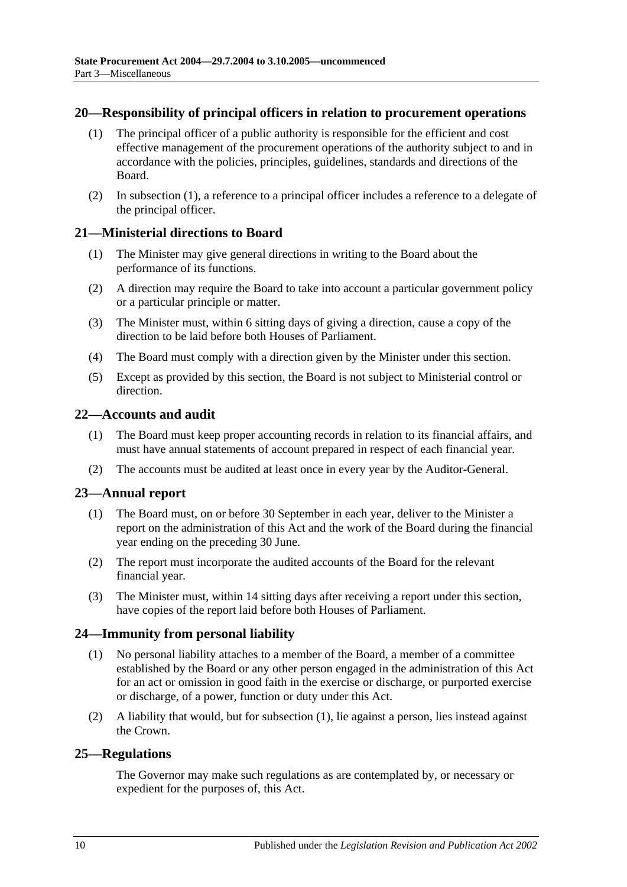## 20—Responsibility of principal officers in relation to procurement operations

(1) The principal officer of a public authority is responsible for the efficient and cost effective management of the procurement operations of the authority subject to and in accordance with the policies, principles, guidelines, standards and directions of the Board.

(2) In subsection (1), a reference to a principal officer includes a reference to a delegate of the principal officer.

## 21—Ministerial directions to Board

(1) The Minister may give general directions in writing to the Board about the performance of its functions.

(2) A direction may require the Board to take into account a particular government policy or a particular principle or matter.

(3) The Minister must, within 6 sitting days of giving a direction, cause a copy of the direction to be laid before both Houses of Parliament.

(4) The Board must comply with a direction given by the Minister under this section.

(5) Except as provided by this section, the Board is not subject to Ministerial control or direction.

## 22—Accounts and audit

(1) The Board must keep proper accounting records in relation to its financial affairs, and must have annual statements of account prepared in respect of each financial year.

(2) The accounts must be audited at least once in every year by the Auditor-General.

## 23—Annual report

(1) The Board must, on or before 30 September in each year, deliver to the Minister a report on the administration of this Act and the work of the Board during the financial year ending on the preceding 30 June.

(2) The report must incorporate the audited accounts of the Board for the relevant financial year.

(3) The Minister must, within 14 sitting days after receiving a report under this section, have copies of the report laid before both Houses of Parliament.

## 24—Immunity from personal liability

(1) No personal liability attaches to a member of the Board, a member of a committee established by the Board or any other person engaged in the administration of this Act for an act or omission in good faith in the exercise or discharge, or purported exercise or discharge, of a power, function or duty under this Act.

(2) A liability that would, but for subsection (1), lie against a person, lies instead against the Crown.

## 25—Regulations

The Governor may make such regulations as are contemplated by, or necessary or expedient for the purposes of, this Act.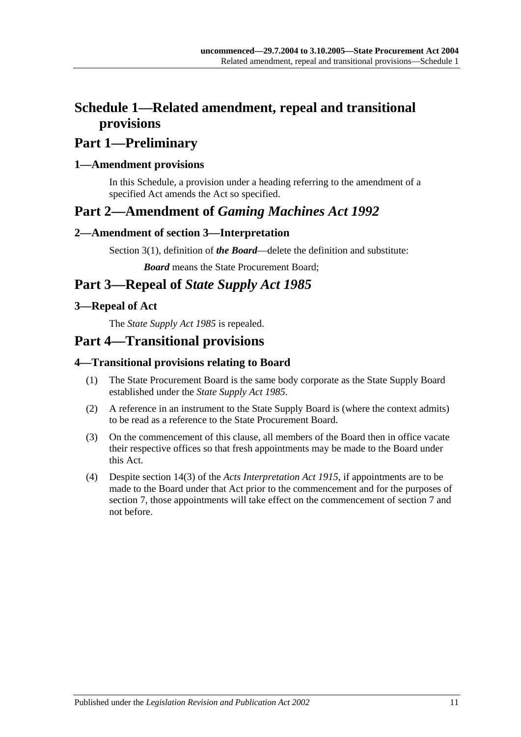# Schedule 1—Related amendment, repeal and transitional provisions

## Part 1—Preliminary

### 1—Amendment provisions

In this Schedule, a provision under a heading referring to the amendment of a specified Act amends the Act so specified.

## Part 2—Amendment of *Gaming Machines Act 1992*

### 2—Amendment of section 3—Interpretation

Section 3(1), definition of ***the Board***—delete the definition and substitute:

> ***Board*** means the State Procurement Board;

## Part 3—Repeal of *State Supply Act 1985*

### 3—Repeal of Act

The *State Supply Act 1985* is repealed.

## Part 4—Transitional provisions

### 4—Transitional provisions relating to Board

(1) The State Procurement Board is the same body corporate as the State Supply Board established under the *State Supply Act 1985*.

(2) A reference in an instrument to the State Supply Board is (where the context admits) to be read as a reference to the State Procurement Board.

(3) On the commencement of this clause, all members of the Board then in office vacate their respective offices so that fresh appointments may be made to the Board under this Act.

(4) Despite section 14(3) of the *Acts Interpretation Act 1915*, if appointments are to be made to the Board under that Act prior to the commencement and for the purposes of section 7, those appointments will take effect on the commencement of section 7 and not before.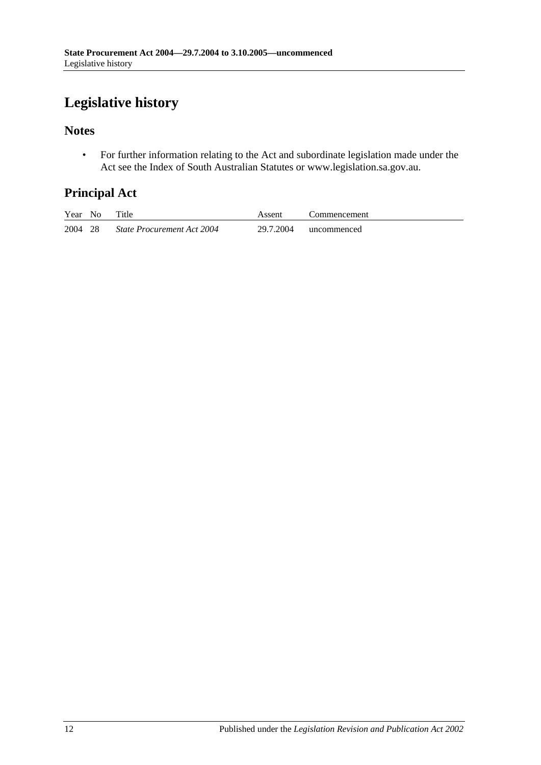# Legislative history

## Notes

- For further information relating to the Act and subordinate legislation made under the Act see the Index of South Australian Statutes or www.legislation.sa.gov.au.

## Principal Act

| Year | No | Title | Assent | Commencement |
|---|---|---|---|---|
| 2004 | 28 | *State Procurement Act 2004* | 29.7.2004 | uncommenced |